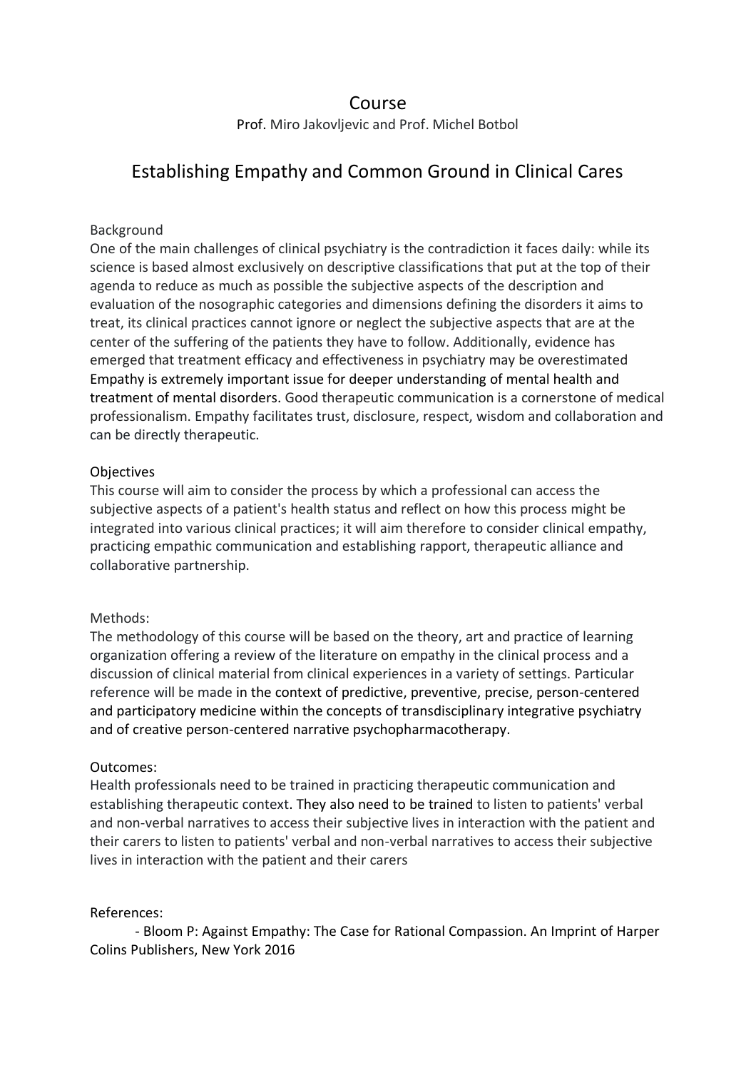# Course

Prof. Miro Jakovljevic and Prof. Michel Botbol

## Establishing Empathy and Common Ground in Clinical Cares

### Background

One of the main challenges of clinical psychiatry is the contradiction it faces daily: while its science is based almost exclusively on descriptive classifications that put at the top of their agenda to reduce as much as possible the subjective aspects of the description and evaluation of the nosographic categories and dimensions defining the disorders it aims to treat, its clinical practices cannot ignore or neglect the subjective aspects that are at the center of the suffering of the patients they have to follow. Additionally, evidence has emerged that treatment efficacy and effectiveness in psychiatry may be overestimated Empathy is extremely important issue for deeper understanding of mental health and treatment of mental disorders. Good therapeutic communication is a cornerstone of medical professionalism. Empathy facilitates trust, disclosure, respect, wisdom and collaboration and can be directly therapeutic.

### Objectives

This course will aim to consider the process by which a professional can access the subjective aspects of a patient's health status and reflect on how this process might be integrated into various clinical practices; it will aim therefore to consider clinical empathy, practicing empathic communication and establishing rapport, therapeutic alliance and collaborative partnership.

### Methods:

The methodology of this course will be based on the theory, art and practice of learning organization offering a review of the literature on empathy in the clinical process and a discussion of clinical material from clinical experiences in a variety of settings. Particular reference will be made in the context of predictive, preventive, precise, person-centered and participatory medicine within the concepts of transdisciplinary integrative psychiatry and of creative person-centered narrative psychopharmacotherapy.

### Outcomes:

Health professionals need to be trained in practicing therapeutic communication and establishing therapeutic context. They also need to be trained to listen to patients' verbal and non-verbal narratives to access their subjective lives in interaction with the patient and their carers to listen to patients' verbal and non-verbal narratives to access their subjective lives in interaction with the patient and their carers

### References:

- Bloom P: Against Empathy: The Case for Rational Compassion. An Imprint of Harper Colins Publishers, New York 2016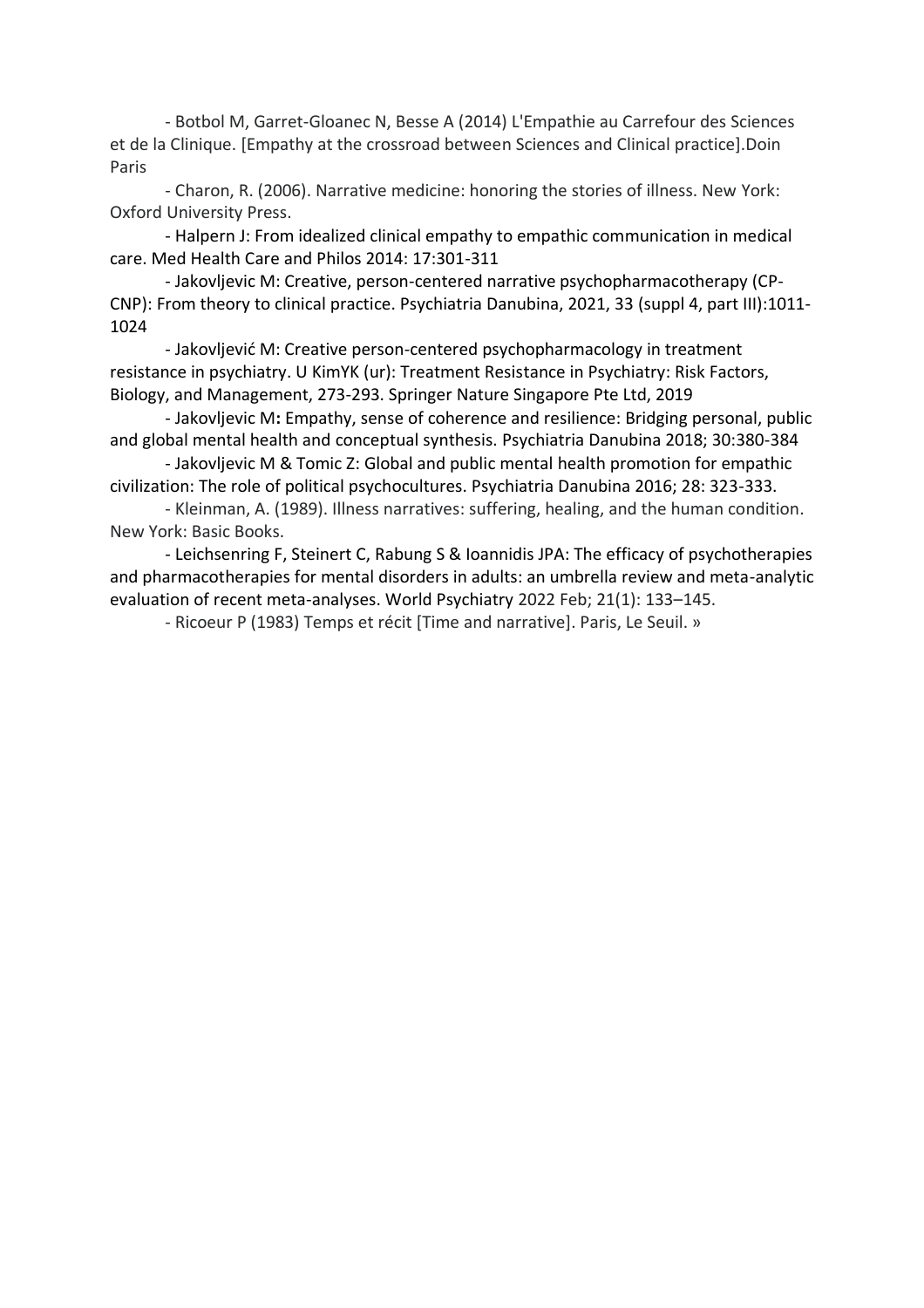- Botbol M, Garret-Gloanec N, Besse A (2014) L'Empathie au Carrefour des Sciences et de la Clinique. [Empathy at the crossroad between Sciences and Clinical practice].Doin Paris

- Charon, R. (2006). Narrative medicine: honoring the stories of illness. New York: Oxford University Press.

- Halpern J: From idealized clinical empathy to empathic communication in medical care. Med Health Care and Philos 2014: 17:301-311

- Jakovljevic M: Creative, person-centered narrative psychopharmacotherapy (CP-CNP): From theory to clinical practice. Psychiatria Danubina, 2021, 33 (suppl 4, part III):1011-1024

- Jakovljević M: Creative person-centered psychopharmacology in treatment resistance in psychiatry. U KimYK (ur): Treatment Resistance in Psychiatry: Risk Factors, Biology, and Management, 273-293. Springer Nature Singapore Pte Ltd, 2019

- Jakovljevic M**:** Empathy, sense of coherence and resilience: Bridging personal, public and global mental health and conceptual synthesis. Psychiatria Danubina 2018; 30:380-384

- Jakovljevic M & Tomic Z: Global and public mental health promotion for empathic civilization: The role of political psychocultures. Psychiatria Danubina 2016; 28: 323-333.

- Kleinman, A. (1989). Illness narratives: suffering, healing, and the human condition. New York: Basic Books.

- Leichsenring F, Steinert C, Rabung S & Ioannidis JPA: The efficacy of psychotherapies and pharmacotherapies for mental disorders in adults: an umbrella review and meta-analytic evaluation of recent meta-analyses. World Psychiatry 2022 Feb; 21(1): 133–145.

- Ricoeur P (1983) Temps et récit [Time and narrative]. Paris, Le Seuil. »